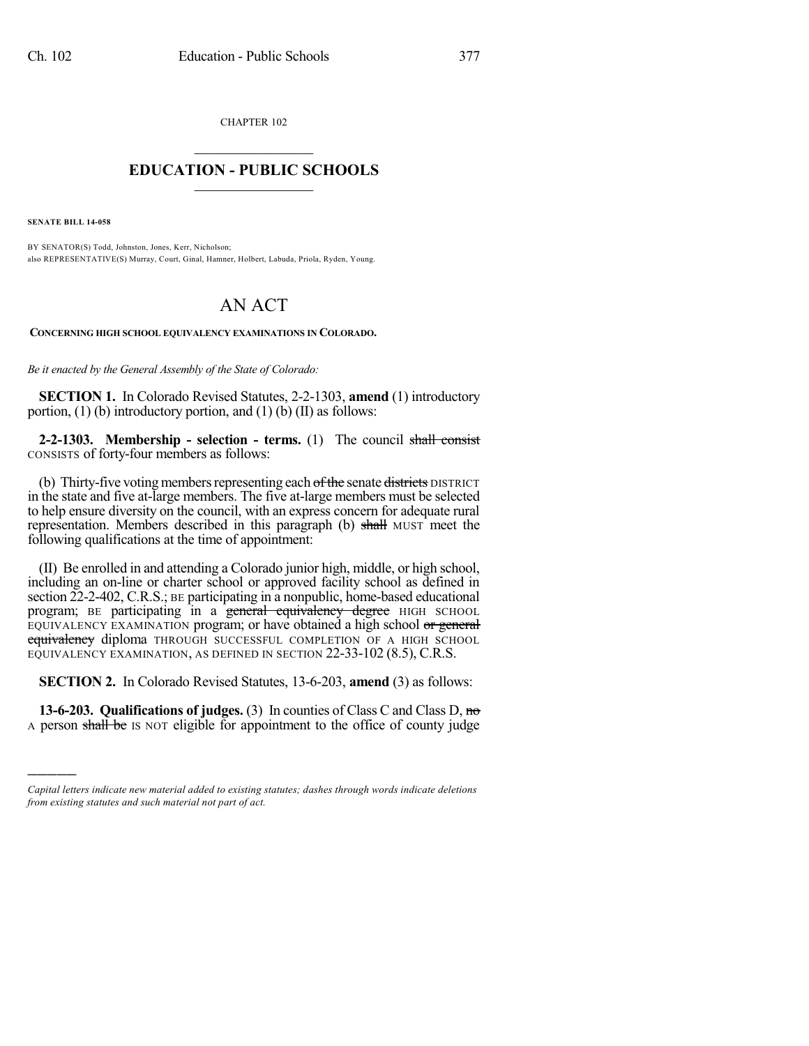CHAPTER 102

# EDUCATION - PUBLIC SCHOOLS

**SENATE BILL 14-058**

BY SENATOR(S) Todd, Johnston, Jones, Kerr, Nicholson;
also REPRESENTATIVE(S) Murray, Court, Ginal, Hamner, Holbert, Labuda, Priola, Ryden, Young.

# AN ACT

**CONCERNING HIGH SCHOOL EQUIVALENCY EXAMINATIONS IN COLORADO.**

*Be it enacted by the General Assembly of the State of Colorado:*

**SECTION 1.** In Colorado Revised Statutes, 2-2-1303, **amend** (1) introductory portion, (1) (b) introductory portion, and (1) (b) (II) as follows:

**2-2-1303. Membership - selection - terms.** (1) The council ~~shall consist~~ CONSISTS of forty-four members as follows:

(b) Thirty-five voting members representing each ~~of the~~ senate ~~districts~~ DISTRICT in the state and five at-large members. The five at-large members must be selected to help ensure diversity on the council, with an express concern for adequate rural representation. Members described in this paragraph (b) ~~shall~~ MUST meet the following qualifications at the time of appointment:

(II) Be enrolled in and attending a Colorado junior high, middle, or high school, including an on-line or charter school or approved facility school as defined in section 22-2-402, C.R.S.; BE participating in a nonpublic, home-based educational program; BE participating in a ~~general equivalency degree~~ HIGH SCHOOL EQUIVALENCY EXAMINATION program; or have obtained a high school ~~or general equivalency~~ diploma THROUGH SUCCESSFUL COMPLETION OF A HIGH SCHOOL EQUIVALENCY EXAMINATION, AS DEFINED IN SECTION 22-33-102 (8.5), C.R.S.

**SECTION 2.** In Colorado Revised Statutes, 13-6-203, **amend** (3) as follows:

**13-6-203. Qualifications of judges.** (3) In counties of Class C and Class D, ~~no~~ A person ~~shall be~~ IS NOT eligible for appointment to the office of county judge

*Capital letters indicate new material added to existing statutes; dashes through words indicate deletions from existing statutes and such material not part of act.*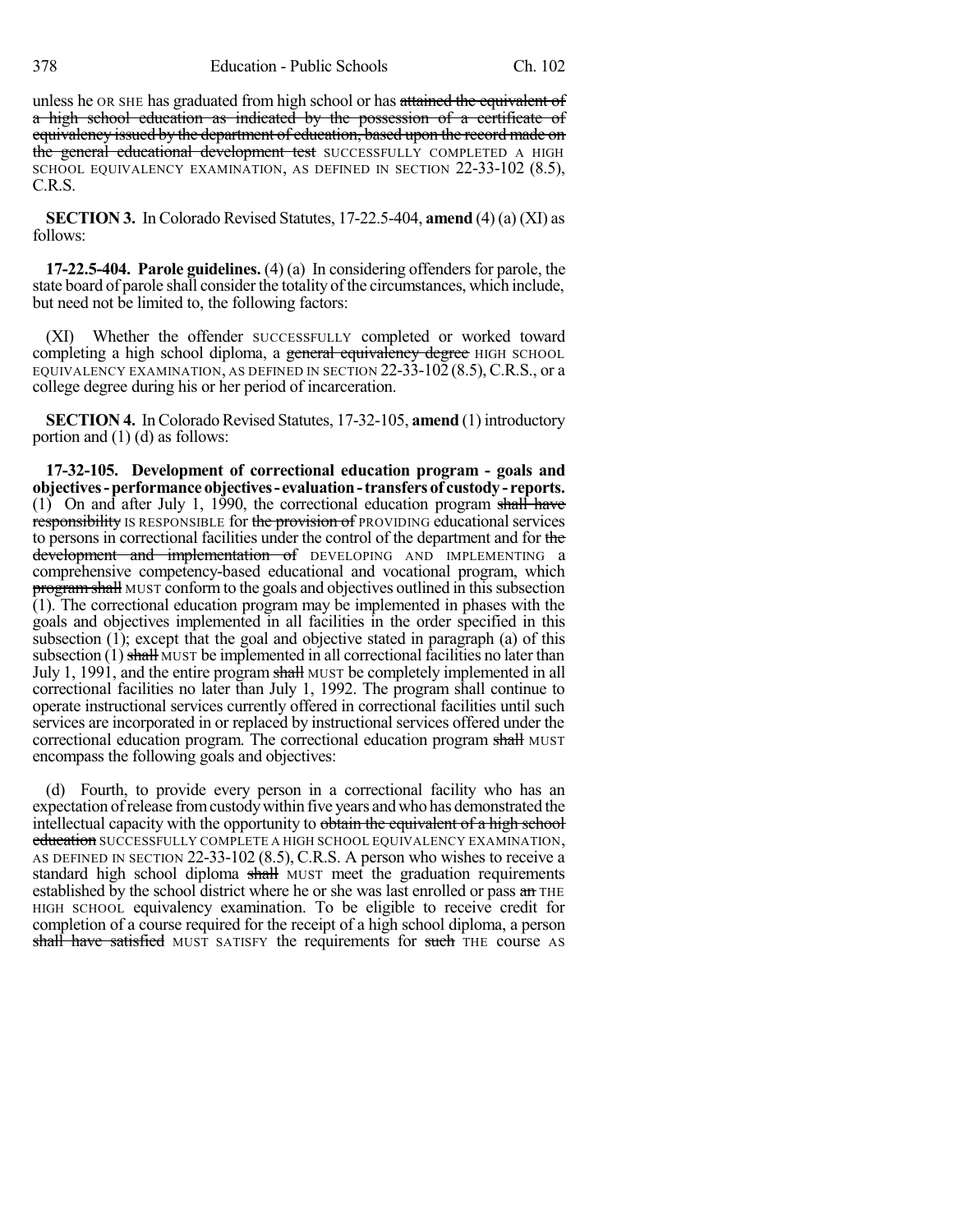unless he OR SHE has graduated from high school or has ~~attained the equivalent of a high school education as indicated by the possession of a certificate of equivalency issued by the department of education, based upon the record made on the general educational development test~~ SUCCESSFULLY COMPLETED A HIGH SCHOOL EQUIVALENCY EXAMINATION, AS DEFINED IN SECTION 22-33-102 (8.5), C.R.S.

**SECTION 3.** In Colorado Revised Statutes, 17-22.5-404, **amend** (4) (a) (XI) as follows:

**17-22.5-404. Parole guidelines.** (4) (a) In considering offenders for parole, the state board of parole shall consider the totality of the circumstances, which include, but need not be limited to, the following factors:

(XI) Whether the offender SUCCESSFULLY completed or worked toward completing a high school diploma, a ~~general equivalency degree~~ HIGH SCHOOL EQUIVALENCY EXAMINATION, AS DEFINED IN SECTION 22-33-102 (8.5), C.R.S., or a college degree during his or her period of incarceration.

**SECTION 4.** In Colorado Revised Statutes, 17-32-105, **amend** (1) introductory portion and (1) (d) as follows:

**17-32-105. Development of correctional education program - goals and objectives - performance objectives - evaluation - transfers of custody - reports.** (1) On and after July 1, 1990, the correctional education program ~~shall have responsibility~~ IS RESPONSIBLE for ~~the provision of~~ PROVIDING educational services to persons in correctional facilities under the control of the department and for ~~the development and implementation of~~ DEVELOPING AND IMPLEMENTING a comprehensive competency-based educational and vocational program, which ~~program shall~~ MUST conform to the goals and objectives outlined in this subsection (1). The correctional education program may be implemented in phases with the goals and objectives implemented in all facilities in the order specified in this subsection (1); except that the goal and objective stated in paragraph (a) of this subsection (1) ~~shall~~ MUST be implemented in all correctional facilities no later than July 1, 1991, and the entire program ~~shall~~ MUST be completely implemented in all correctional facilities no later than July 1, 1992. The program shall continue to operate instructional services currently offered in correctional facilities until such services are incorporated in or replaced by instructional services offered under the correctional education program. The correctional education program ~~shall~~ MUST encompass the following goals and objectives:

(d) Fourth, to provide every person in a correctional facility who has an expectation of release from custody within five years and who has demonstrated the intellectual capacity with the opportunity to ~~obtain the equivalent of a high school education~~ SUCCESSFULLY COMPLETE A HIGH SCHOOL EQUIVALENCY EXAMINATION, AS DEFINED IN SECTION 22-33-102 (8.5), C.R.S. A person who wishes to receive a standard high school diploma ~~shall~~ MUST meet the graduation requirements established by the school district where he or she was last enrolled or pass ~~an~~ THE HIGH SCHOOL equivalency examination. To be eligible to receive credit for completion of a course required for the receipt of a high school diploma, a person ~~shall have satisfied~~ MUST SATISFY the requirements for ~~such~~ THE course AS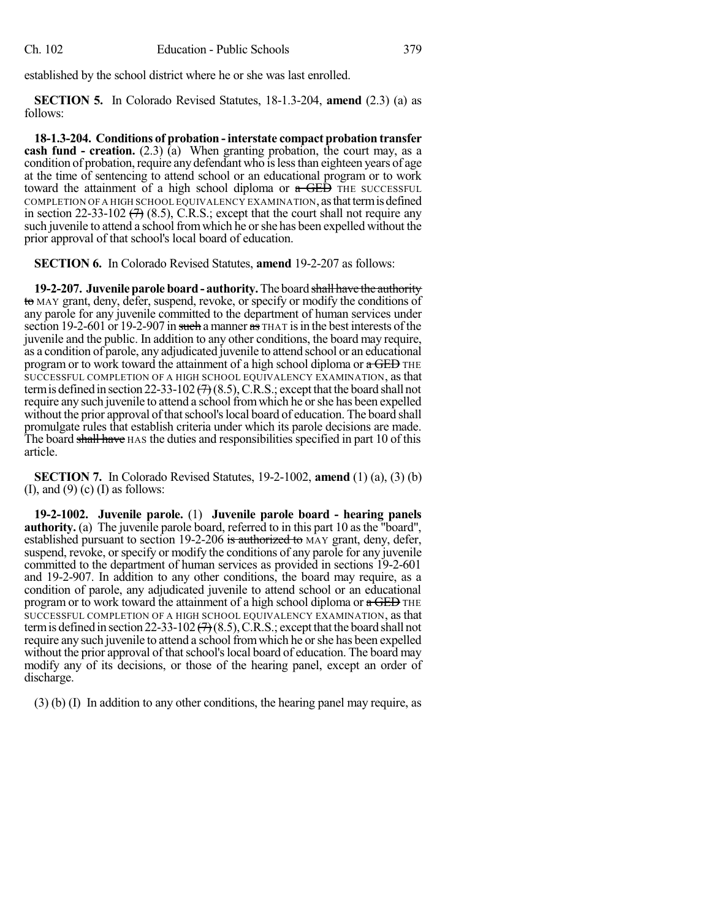established by the school district where he or she was last enrolled.

**SECTION 5.** In Colorado Revised Statutes, 18-1.3-204, **amend** (2.3) (a) as follows:

**18-1.3-204. Conditions of probation - interstate compact probation transfer cash fund - creation.** (2.3) (a) When granting probation, the court may, as a condition of probation, require any defendant who is less than eighteen years of age at the time of sentencing to attend school or an educational program or to work toward the attainment of a high school diploma or ~~a GED~~ THE SUCCESSFUL COMPLETION OF A HIGH SCHOOL EQUIVALENCY EXAMINATION, as that term is defined in section 22-33-102 ~~(7)~~ (8.5), C.R.S.; except that the court shall not require any such juvenile to attend a school from which he or she has been expelled without the prior approval of that school's local board of education.

**SECTION 6.** In Colorado Revised Statutes, **amend** 19-2-207 as follows:

**19-2-207. Juvenile parole board - authority.** The board ~~shall have the authority to~~ MAY grant, deny, defer, suspend, revoke, or specify or modify the conditions of any parole for any juvenile committed to the department of human services under section 19-2-601 or 19-2-907 in ~~such~~ a manner ~~as~~ THAT is in the best interests of the juvenile and the public. In addition to any other conditions, the board may require, as a condition of parole, any adjudicated juvenile to attend school or an educational program or to work toward the attainment of a high school diploma or ~~a GED~~ THE SUCCESSFUL COMPLETION OF A HIGH SCHOOL EQUIVALENCY EXAMINATION, as that term is defined in section 22-33-102 ~~(7)~~ (8.5), C.R.S.; except that the board shall not require any such juvenile to attend a school from which he or she has been expelled without the prior approval of that school's local board of education. The board shall promulgate rules that establish criteria under which its parole decisions are made. The board ~~shall have~~ HAS the duties and responsibilities specified in part 10 of this article.

**SECTION 7.** In Colorado Revised Statutes, 19-2-1002, **amend** (1) (a), (3) (b) (I), and (9) (c) (I) as follows:

**19-2-1002. Juvenile parole.** (1) **Juvenile parole board - hearing panels authority.** (a) The juvenile parole board, referred to in this part 10 as the "board", established pursuant to section 19-2-206 ~~is authorized to~~ MAY grant, deny, defer, suspend, revoke, or specify or modify the conditions of any parole for any juvenile committed to the department of human services as provided in sections 19-2-601 and 19-2-907. In addition to any other conditions, the board may require, as a condition of parole, any adjudicated juvenile to attend school or an educational program or to work toward the attainment of a high school diploma or ~~a GED~~ THE SUCCESSFUL COMPLETION OF A HIGH SCHOOL EQUIVALENCY EXAMINATION, as that term is defined in section 22-33-102 ~~(7)~~ (8.5), C.R.S.; except that the board shall not require any such juvenile to attend a school from which he or she has been expelled without the prior approval of that school's local board of education. The board may modify any of its decisions, or those of the hearing panel, except an order of discharge.

(3) (b) (I) In addition to any other conditions, the hearing panel may require, as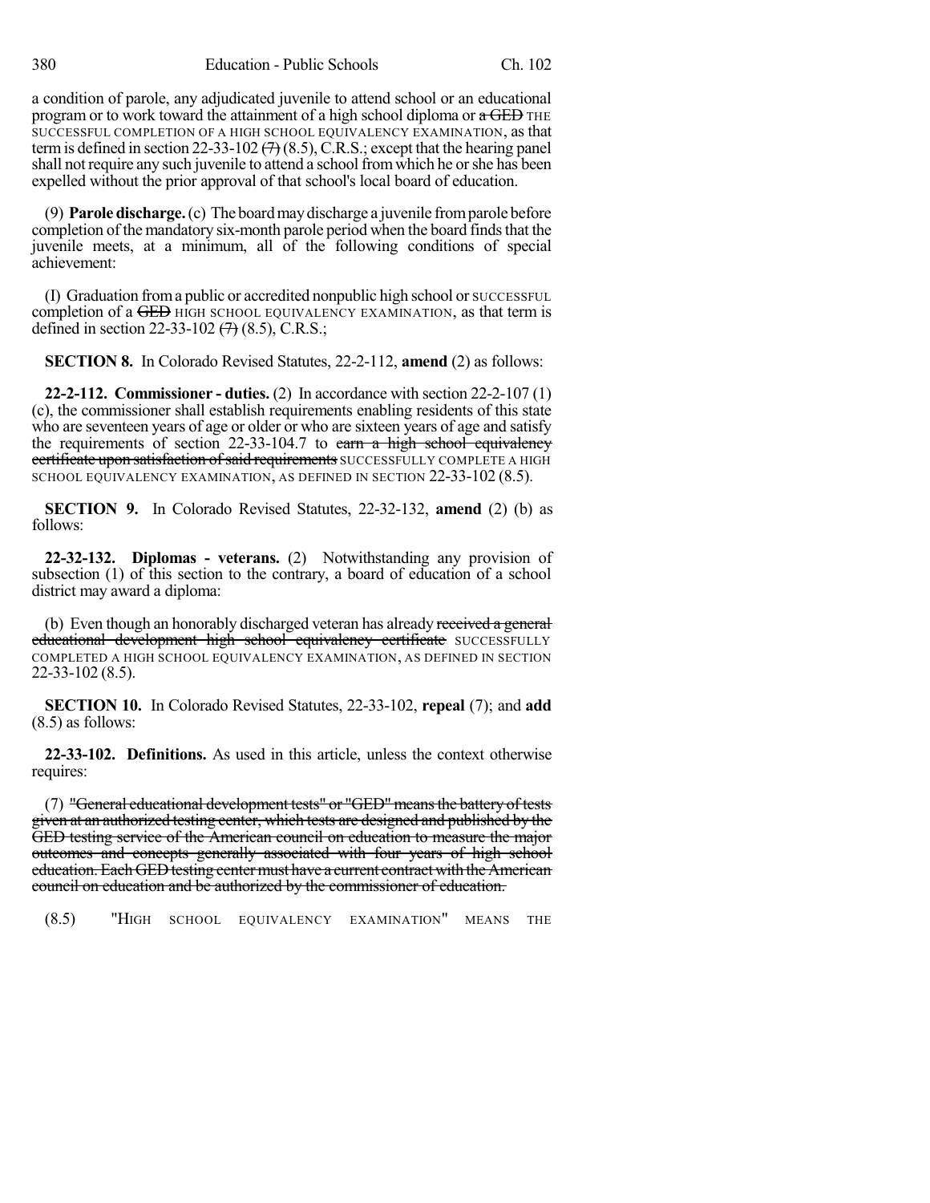a condition of parole, any adjudicated juvenile to attend school or an educational program or to work toward the attainment of a high school diploma or ~~a GED~~ THE SUCCESSFUL COMPLETION OF A HIGH SCHOOL EQUIVALENCY EXAMINATION, as that term is defined in section 22-33-102 ~~(7)~~ (8.5), C.R.S.; except that the hearing panel shall not require any such juvenile to attend a school from which he or she has been expelled without the prior approval of that school's local board of education.

(9) **Parole discharge.** (c) The board may discharge a juvenile from parole before completion of the mandatory six-month parole period when the board finds that the juvenile meets, at a minimum, all of the following conditions of special achievement:

(I) Graduation from a public or accredited nonpublic high school or SUCCESSFUL completion of a ~~GED~~ HIGH SCHOOL EQUIVALENCY EXAMINATION, as that term is defined in section 22-33-102 ~~(7)~~ (8.5), C.R.S.;

**SECTION 8.** In Colorado Revised Statutes, 22-2-112, **amend** (2) as follows:

**22-2-112. Commissioner - duties.** (2) In accordance with section 22-2-107 (1) (c), the commissioner shall establish requirements enabling residents of this state who are seventeen years of age or older or who are sixteen years of age and satisfy the requirements of section 22-33-104.7 to ~~earn a high school equivalency certificate upon satisfaction of said requirements~~ SUCCESSFULLY COMPLETE A HIGH SCHOOL EQUIVALENCY EXAMINATION, AS DEFINED IN SECTION 22-33-102 (8.5).

**SECTION 9.** In Colorado Revised Statutes, 22-32-132, **amend** (2) (b) as follows:

**22-32-132. Diplomas - veterans.** (2) Notwithstanding any provision of subsection (1) of this section to the contrary, a board of education of a school district may award a diploma:

(b) Even though an honorably discharged veteran has already ~~received a general educational development high school equivalency certificate~~ SUCCESSFULLY COMPLETED A HIGH SCHOOL EQUIVALENCY EXAMINATION, AS DEFINED IN SECTION 22-33-102 (8.5).

**SECTION 10.** In Colorado Revised Statutes, 22-33-102, **repeal** (7); and **add** (8.5) as follows:

**22-33-102. Definitions.** As used in this article, unless the context otherwise requires:

(7) ~~"General educational development tests" or "GED" means the battery of tests given at an authorized testing center, which tests are designed and published by the GED testing service of the American council on education to measure the major outcomes and concepts generally associated with four years of high school education. Each GED testing center must have a current contract with the American council on education and be authorized by the commissioner of education.~~

(8.5) "HIGH SCHOOL EQUIVALENCY EXAMINATION" MEANS THE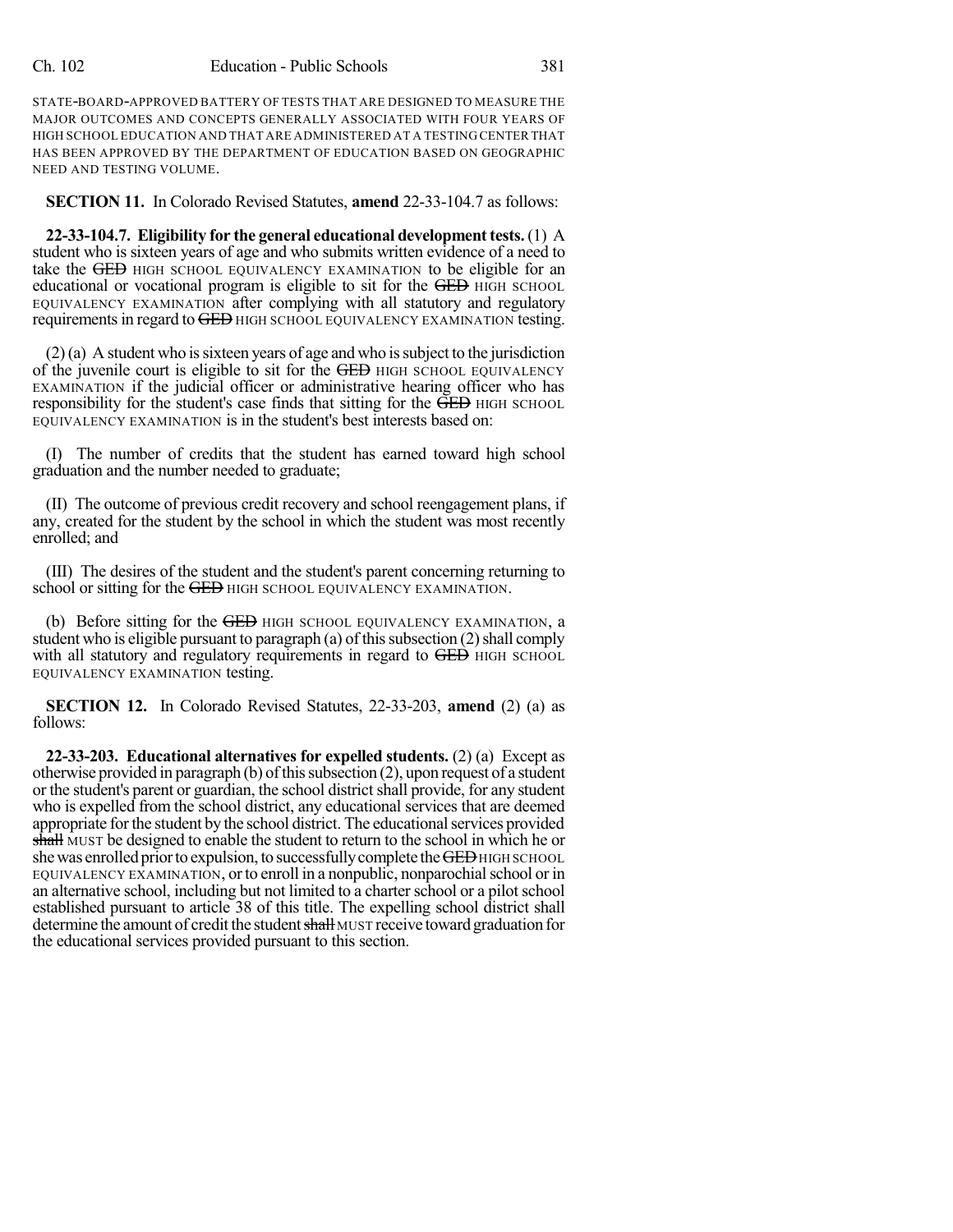STATE-BOARD-APPROVED BATTERY OF TESTS THAT ARE DESIGNED TO MEASURE THE MAJOR OUTCOMES AND CONCEPTS GENERALLY ASSOCIATED WITH FOUR YEARS OF HIGH SCHOOL EDUCATION AND THAT ARE ADMINISTERED AT A TESTING CENTER THAT HAS BEEN APPROVED BY THE DEPARTMENT OF EDUCATION BASED ON GEOGRAPHIC NEED AND TESTING VOLUME.

**SECTION 11.** In Colorado Revised Statutes, **amend** 22-33-104.7 as follows:

**22-33-104.7. Eligibility for the general educational development tests.** (1) A student who is sixteen years of age and who submits written evidence of a need to take the ~~GED~~ HIGH SCHOOL EQUIVALENCY EXAMINATION to be eligible for an educational or vocational program is eligible to sit for the ~~GED~~ HIGH SCHOOL EQUIVALENCY EXAMINATION after complying with all statutory and regulatory requirements in regard to ~~GED~~ HIGH SCHOOL EQUIVALENCY EXAMINATION testing.

(2) (a) A student who is sixteen years of age and who is subject to the jurisdiction of the juvenile court is eligible to sit for the ~~GED~~ HIGH SCHOOL EQUIVALENCY EXAMINATION if the judicial officer or administrative hearing officer who has responsibility for the student's case finds that sitting for the ~~GED~~ HIGH SCHOOL EQUIVALENCY EXAMINATION is in the student's best interests based on:

(I) The number of credits that the student has earned toward high school graduation and the number needed to graduate;

(II) The outcome of previous credit recovery and school reengagement plans, if any, created for the student by the school in which the student was most recently enrolled; and

(III) The desires of the student and the student's parent concerning returning to school or sitting for the ~~GED~~ HIGH SCHOOL EQUIVALENCY EXAMINATION.

(b) Before sitting for the ~~GED~~ HIGH SCHOOL EQUIVALENCY EXAMINATION, a student who is eligible pursuant to paragraph (a) of this subsection (2) shall comply with all statutory and regulatory requirements in regard to ~~GED~~ HIGH SCHOOL EQUIVALENCY EXAMINATION testing.

**SECTION 12.** In Colorado Revised Statutes, 22-33-203, **amend** (2) (a) as follows:

**22-33-203. Educational alternatives for expelled students.** (2) (a) Except as otherwise provided in paragraph (b) of this subsection (2), upon request of a student or the student's parent or guardian, the school district shall provide, for any student who is expelled from the school district, any educational services that are deemed appropriate for the student by the school district. The educational services provided ~~shall~~ MUST be designed to enable the student to return to the school in which he or she was enrolled prior to expulsion, to successfully complete the ~~GED~~ HIGH SCHOOL EQUIVALENCY EXAMINATION, or to enroll in a nonpublic, nonparochial school or in an alternative school, including but not limited to a charter school or a pilot school established pursuant to article 38 of this title. The expelling school district shall determine the amount of credit the student ~~shall~~ MUST receive toward graduation for the educational services provided pursuant to this section.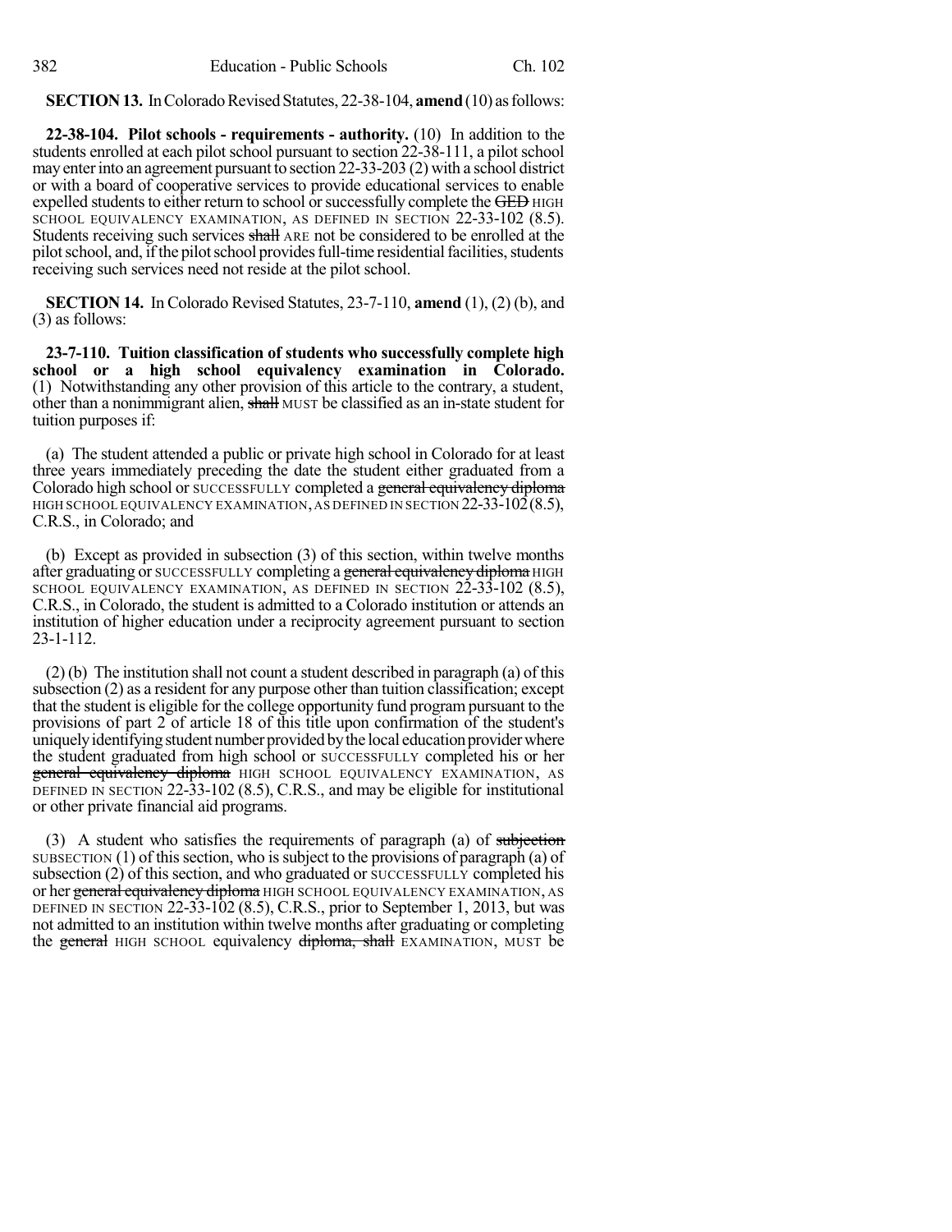**SECTION 13.** In Colorado Revised Statutes, 22-38-104, **amend** (10) as follows:

**22-38-104. Pilot schools - requirements - authority.** (10) In addition to the students enrolled at each pilot school pursuant to section 22-38-111, a pilot school may enter into an agreement pursuant to section 22-33-203 (2) with a school district or with a board of cooperative services to provide educational services to enable expelled students to either return to school or successfully complete the ~~GED~~ HIGH SCHOOL EQUIVALENCY EXAMINATION, AS DEFINED IN SECTION 22-33-102 (8.5). Students receiving such services ~~shall~~ ARE not ~~be~~ considered to be enrolled at the pilot school, and, if the pilot school provides full-time residential facilities, students receiving such services need not reside at the pilot school.

**SECTION 14.** In Colorado Revised Statutes, 23-7-110, **amend** (1), (2) (b), and (3) as follows:

**23-7-110. Tuition classification of students who successfully complete high school or a high school equivalency examination in Colorado.** (1) Notwithstanding any other provision of this article to the contrary, a student, other than a nonimmigrant alien, ~~shall~~ MUST be classified as an in-state student for tuition purposes if:

(a) The student attended a public or private high school in Colorado for at least three years immediately preceding the date the student either graduated from a Colorado high school or SUCCESSFULLY completed a ~~general equivalency diploma~~ HIGH SCHOOL EQUIVALENCY EXAMINATION, AS DEFINED IN SECTION 22-33-102 (8.5), C.R.S., in Colorado; and

(b) Except as provided in subsection (3) of this section, within twelve months after graduating or SUCCESSFULLY completing a ~~general equivalency diploma~~ HIGH SCHOOL EQUIVALENCY EXAMINATION, AS DEFINED IN SECTION 22-33-102 (8.5), C.R.S., in Colorado, the student is admitted to a Colorado institution or attends an institution of higher education under a reciprocity agreement pursuant to section 23-1-112.

(2) (b) The institution shall not count a student described in paragraph (a) of this subsection (2) as a resident for any purpose other than tuition classification; except that the student is eligible for the college opportunity fund program pursuant to the provisions of part 2 of article 18 of this title upon confirmation of the student's uniquely identifying student number provided by the local education provider where the student graduated from high school or SUCCESSFULLY completed his or her ~~general equivalency diploma~~ HIGH SCHOOL EQUIVALENCY EXAMINATION, AS DEFINED IN SECTION 22-33-102 (8.5), C.R.S., and may be eligible for institutional or other private financial aid programs.

(3) A student who satisfies the requirements of paragraph (a) of ~~subjection~~ SUBSECTION (1) of this section, who is subject to the provisions of paragraph (a) of subsection (2) of this section, and who graduated or SUCCESSFULLY completed his or her ~~general equivalency diploma~~ HIGH SCHOOL EQUIVALENCY EXAMINATION, AS DEFINED IN SECTION 22-33-102 (8.5), C.R.S., prior to September 1, 2013, but was not admitted to an institution within twelve months after graduating or completing the ~~general~~ HIGH SCHOOL equivalency ~~diploma, shall~~ EXAMINATION, MUST be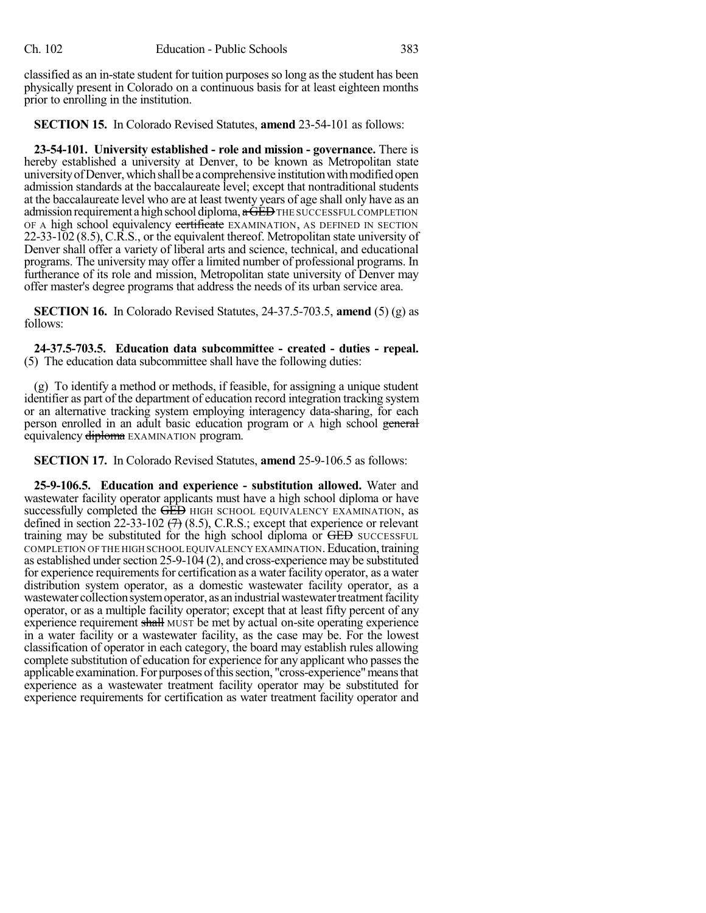classified as an in-state student for tuition purposes so long as the student has been physically present in Colorado on a continuous basis for at least eighteen months prior to enrolling in the institution.

**SECTION 15.** In Colorado Revised Statutes, **amend** 23-54-101 as follows:

**23-54-101. University established - role and mission - governance.** There is hereby established a university at Denver, to be known as Metropolitan state university of Denver, which shall be a comprehensive institution with modified open admission standards at the baccalaureate level; except that nontraditional students at the baccalaureate level who are at least twenty years of age shall only have as an admission requirement a high school diploma, ~~a GED~~ THE SUCCESSFUL COMPLETION OF A high school equivalency ~~certificate~~ EXAMINATION, AS DEFINED IN SECTION 22-33-102 (8.5), C.R.S., or the equivalent thereof. Metropolitan state university of Denver shall offer a variety of liberal arts and science, technical, and educational programs. The university may offer a limited number of professional programs. In furtherance of its role and mission, Metropolitan state university of Denver may offer master's degree programs that address the needs of its urban service area.

**SECTION 16.** In Colorado Revised Statutes, 24-37.5-703.5, **amend** (5) (g) as follows:

**24-37.5-703.5. Education data subcommittee - created - duties - repeal.** (5) The education data subcommittee shall have the following duties:

(g) To identify a method or methods, if feasible, for assigning a unique student identifier as part of the department of education record integration tracking system or an alternative tracking system employing interagency data-sharing, for each person enrolled in an adult basic education program or A high school ~~general~~ equivalency ~~diploma~~ EXAMINATION program.

**SECTION 17.** In Colorado Revised Statutes, **amend** 25-9-106.5 as follows:

**25-9-106.5. Education and experience - substitution allowed.** Water and wastewater facility operator applicants must have a high school diploma or have successfully completed the ~~GED~~ HIGH SCHOOL EQUIVALENCY EXAMINATION, as defined in section 22-33-102 ~~(7)~~ (8.5), C.R.S.; except that experience or relevant training may be substituted for the high school diploma or ~~GED~~ SUCCESSFUL COMPLETION OF THE HIGH SCHOOL EQUIVALENCY EXAMINATION. Education, training as established under section 25-9-104 (2), and cross-experience may be substituted for experience requirements for certification as a water facility operator, as a water distribution system operator, as a domestic wastewater facility operator, as a wastewater collection system operator, as an industrial wastewater treatment facility operator, or as a multiple facility operator; except that at least fifty percent of any experience requirement ~~shall~~ MUST be met by actual on-site operating experience in a water facility or a wastewater facility, as the case may be. For the lowest classification of operator in each category, the board may establish rules allowing complete substitution of education for experience for any applicant who passes the applicable examination. For purposes of this section, "cross-experience" means that experience as a wastewater treatment facility operator may be substituted for experience requirements for certification as water treatment facility operator and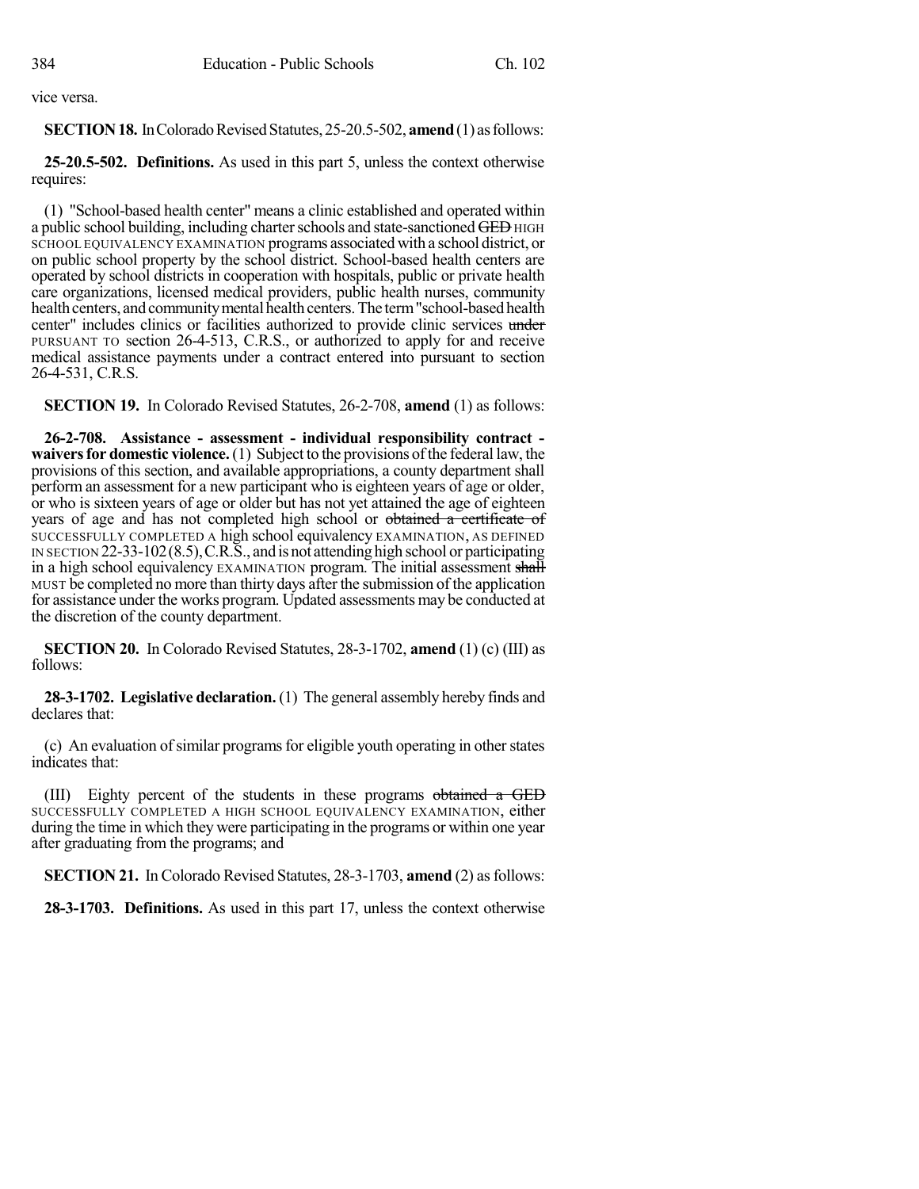vice versa.

**SECTION 18.** In Colorado Revised Statutes, 25-20.5-502, **amend** (1) as follows:

**25-20.5-502. Definitions.** As used in this part 5, unless the context otherwise requires:

(1) "School-based health center" means a clinic established and operated within a public school building, including charter schools and state-sanctioned ~~GED~~ HIGH SCHOOL EQUIVALENCY EXAMINATION programs associated with a school district, or on public school property by the school district. School-based health centers are operated by school districts in cooperation with hospitals, public or private health care organizations, licensed medical providers, public health nurses, community health centers, and community mental health centers. The term "school-based health center" includes clinics or facilities authorized to provide clinic services ~~under~~ PURSUANT TO section 26-4-513, C.R.S., or authorized to apply for and receive medical assistance payments under a contract entered into pursuant to section 26-4-531, C.R.S.

**SECTION 19.** In Colorado Revised Statutes, 26-2-708, **amend** (1) as follows:

**26-2-708. Assistance - assessment - individual responsibility contract - waivers for domestic violence.** (1) Subject to the provisions of the federal law, the provisions of this section, and available appropriations, a county department shall perform an assessment for a new participant who is eighteen years of age or older, or who is sixteen years of age or older but has not yet attained the age of eighteen years of age and has not completed high school or ~~obtained a certificate of~~ SUCCESSFULLY COMPLETED A high school equivalency EXAMINATION, AS DEFINED IN SECTION 22-33-102 (8.5), C.R.S., and is not attending high school or participating in a high school equivalency EXAMINATION program. The initial assessment ~~shall~~ MUST be completed no more than thirty days after the submission of the application for assistance under the works program. Updated assessments may be conducted at the discretion of the county department.

**SECTION 20.** In Colorado Revised Statutes, 28-3-1702, **amend** (1) (c) (III) as follows:

**28-3-1702. Legislative declaration.** (1) The general assembly hereby finds and declares that:

(c) An evaluation of similar programs for eligible youth operating in other states indicates that:

(III) Eighty percent of the students in these programs ~~obtained a GED~~ SUCCESSFULLY COMPLETED A HIGH SCHOOL EQUIVALENCY EXAMINATION, either during the time in which they were participating in the programs or within one year after graduating from the programs; and

**SECTION 21.** In Colorado Revised Statutes, 28-3-1703, **amend** (2) as follows:

**28-3-1703. Definitions.** As used in this part 17, unless the context otherwise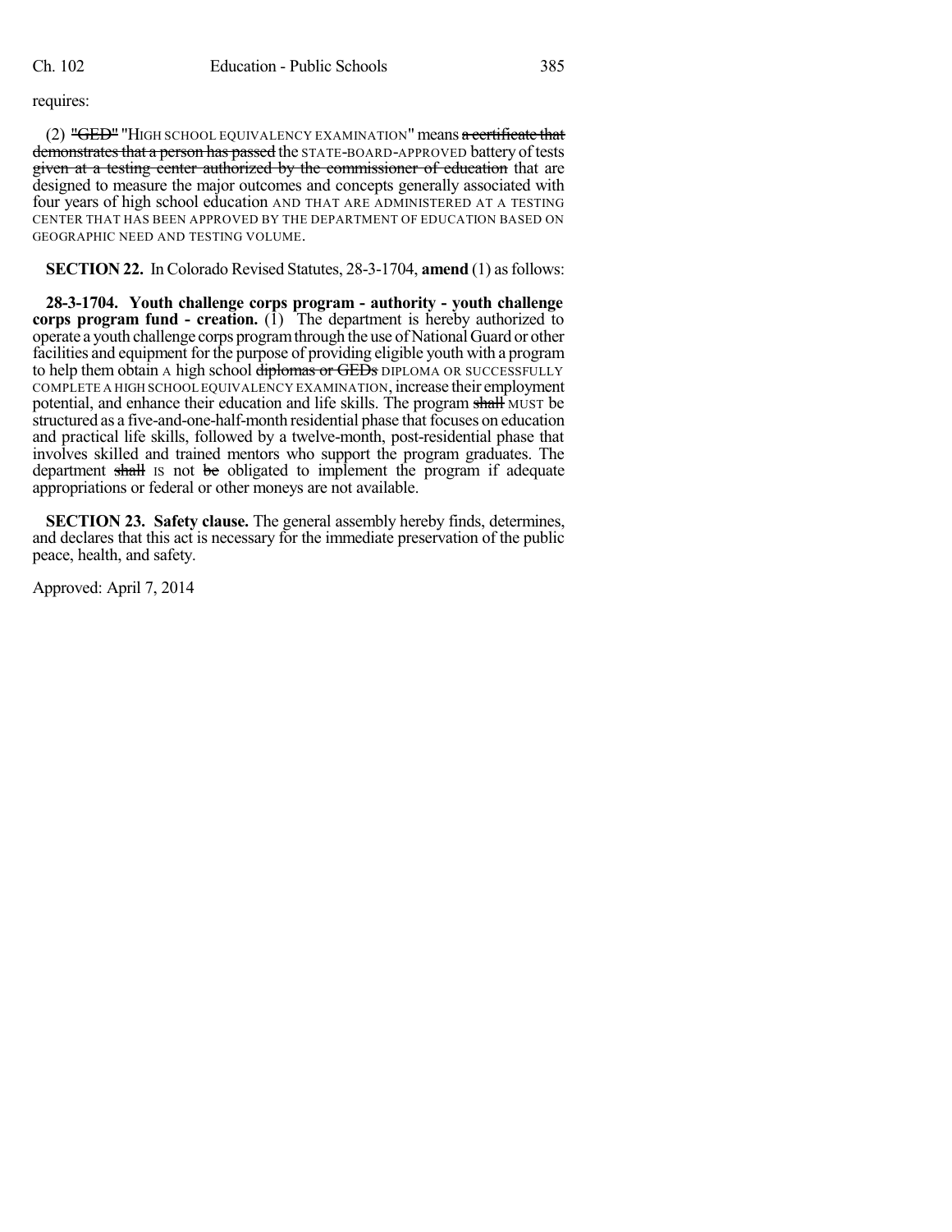requires:

(2) ~~"GED"~~ "HIGH SCHOOL EQUIVALENCY EXAMINATION" means ~~a certificate that demonstrates that a person has passed~~ the STATE-BOARD-APPROVED battery of tests ~~given at a testing center authorized by the commissioner of education~~ that are designed to measure the major outcomes and concepts generally associated with four years of high school education AND THAT ARE ADMINISTERED AT A TESTING CENTER THAT HAS BEEN APPROVED BY THE DEPARTMENT OF EDUCATION BASED ON GEOGRAPHIC NEED AND TESTING VOLUME.

**SECTION 22.** In Colorado Revised Statutes, 28-3-1704, **amend** (1) as follows:

**28-3-1704. Youth challenge corps program - authority - youth challenge corps program fund - creation.** (1) The department is hereby authorized to operate a youth challenge corps program through the use of National Guard or other facilities and equipment for the purpose of providing eligible youth with a program to help them obtain A high school ~~diplomas or GEDs~~ DIPLOMA OR SUCCESSFULLY COMPLETE A HIGH SCHOOL EQUIVALENCY EXAMINATION, increase their employment potential, and enhance their education and life skills. The program ~~shall~~ MUST be structured as a five-and-one-half-month residential phase that focuses on education and practical life skills, followed by a twelve-month, post-residential phase that involves skilled and trained mentors who support the program graduates. The department ~~shall~~ IS not ~~be~~ obligated to implement the program if adequate appropriations or federal or other moneys are not available.

**SECTION 23. Safety clause.** The general assembly hereby finds, determines, and declares that this act is necessary for the immediate preservation of the public peace, health, and safety.

Approved: April 7, 2014